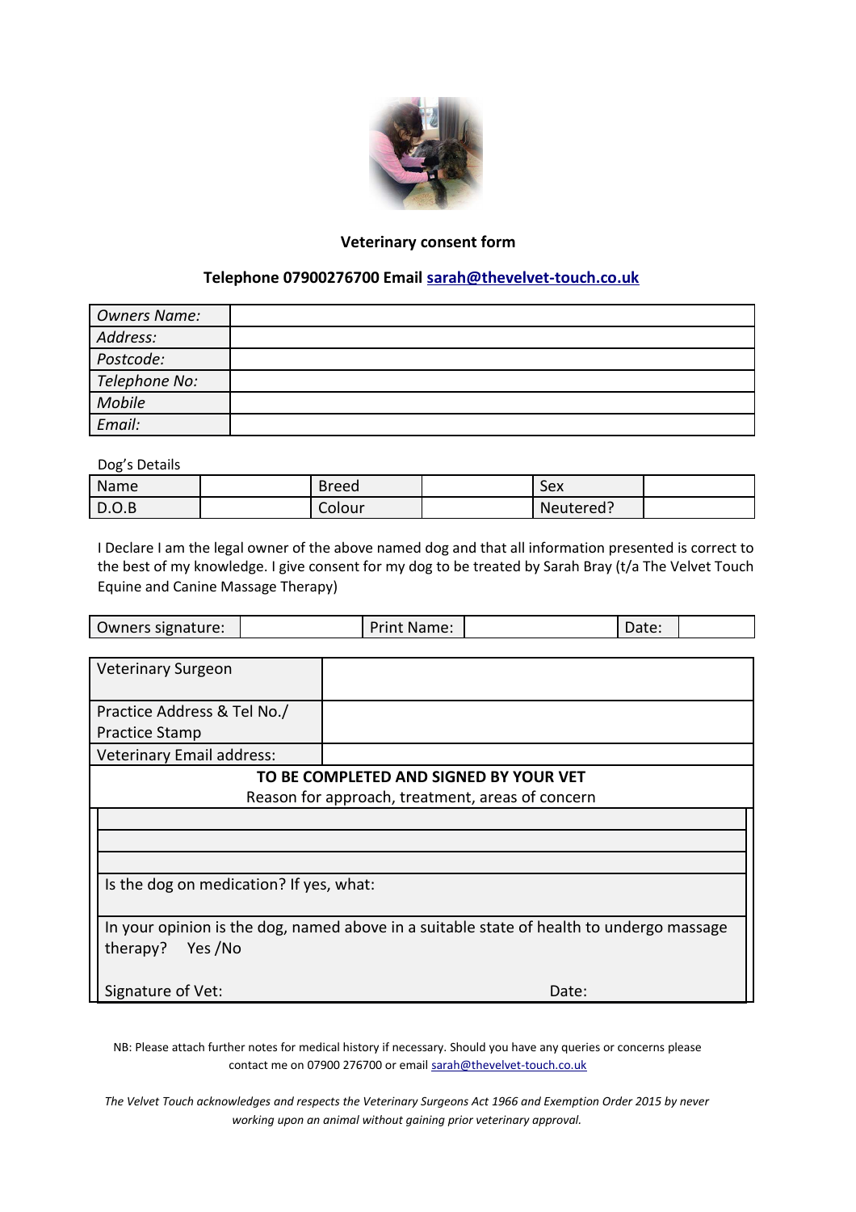## Veterinary consent form

### Telephone 07900276700 Email sarah@thevelvet-touch.co.uk

| *Owners Name:* | |
|---|---|
| *Address:* | |
| *Postcode:* | |
| *Telephone No:* | |
| *Mobile* | |
| *Email:* | |

Dog's Details

| Name | | Breed | | Sex | |
|---|---|---|---|---|---|
| D.O.B | | Colour | | Neutered? | |

I Declare I am the legal owner of the above named dog and that all information presented is correct to the best of my knowledge. I give consent for my dog to be treated by Sarah Bray (t/a The Velvet Touch Equine and Canine Massage Therapy)

| Owners signature: | | Print Name: | | Date: | |
|---|---|---|---|---|---|

| Veterinary Surgeon | |
|---|---|
| Practice Address & Tel No./ Practice Stamp | |
| Veterinary Email address: | |

**TO BE COMPLETED AND SIGNED BY YOUR VET**

Reason for approach, treatment, areas of concern

|  |
|---|
|  |
|  |
|  |
| Is the dog on medication? If yes, what: |
| In your opinion is the dog, named above in a suitable state of health to undergo massage therapy? Yes /No |
| Signature of Vet: Date: |

NB: Please attach further notes for medical history if necessary. Should you have any queries or concerns please contact me on 07900 276700 or email sarah@thevelvet-touch.co.uk

*The Velvet Touch acknowledges and respects the Veterinary Surgeons Act 1966 and Exemption Order 2015 by never working upon an animal without gaining prior veterinary approval.*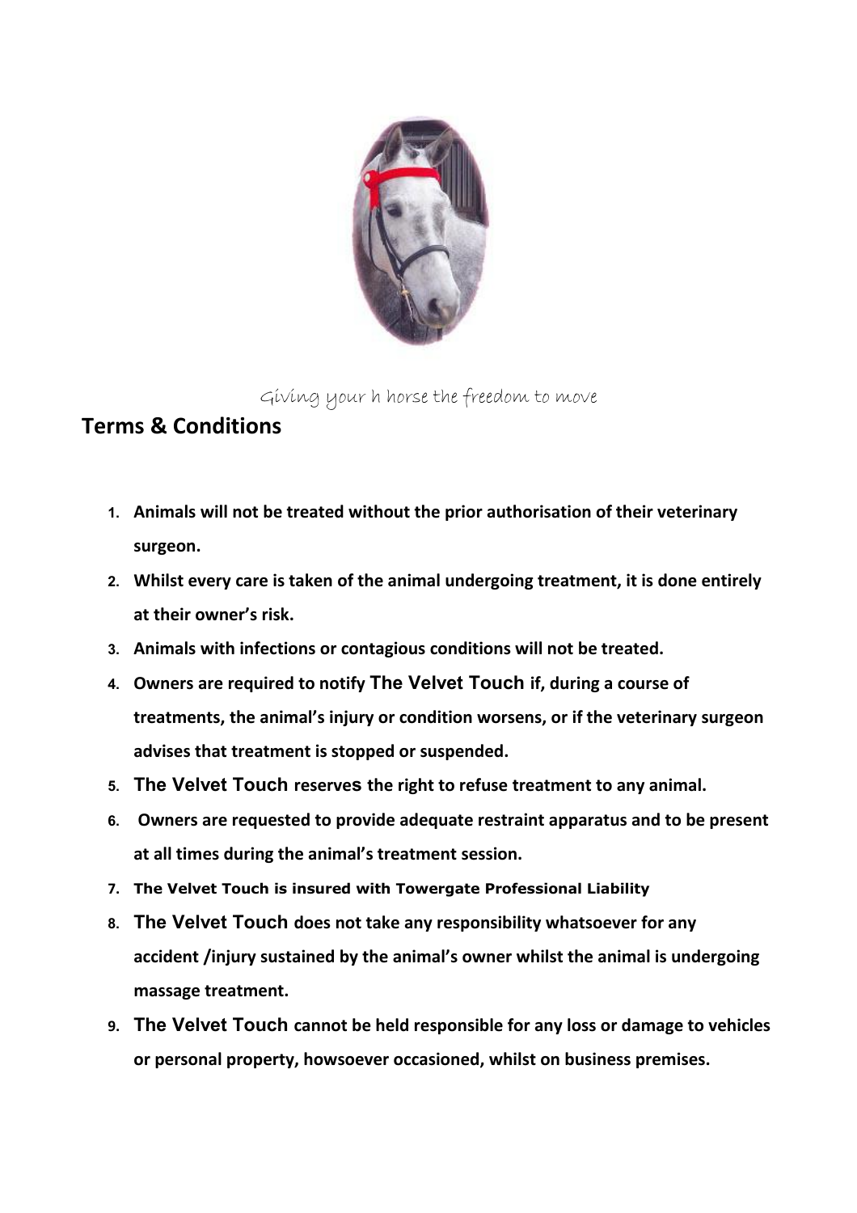*Giving your h horse the freedom to move*

## Terms & Conditions

1. **Animals will not be treated without the prior authorisation of their veterinary surgeon.**
2. **Whilst every care is taken of the animal undergoing treatment, it is done entirely at their owner's risk.**
3. **Animals with infections or contagious conditions will not be treated.**
4. **Owners are required to notify The Velvet Touch if, during a course of treatments, the animal's injury or condition worsens, or if the veterinary surgeon advises that treatment is stopped or suspended.**
5. **The Velvet Touch reserves the right to refuse treatment to any animal.**
6. **Owners are requested to provide adequate restraint apparatus and to be present at all times during the animal's treatment session.**
7. **The Velvet Touch is insured with Towergate Professional Liability**
8. **The Velvet Touch does not take any responsibility whatsoever for any accident /injury sustained by the animal's owner whilst the animal is undergoing massage treatment.**
9. **The Velvet Touch cannot be held responsible for any loss or damage to vehicles or personal property, howsoever occasioned, whilst on business premises.**